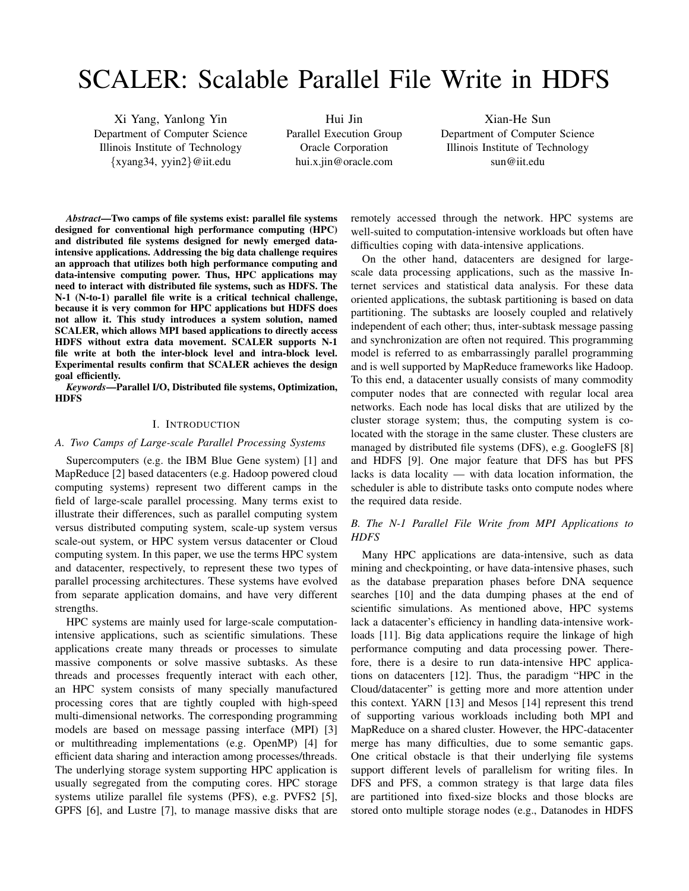# SCALER: Scalable Parallel File Write in HDFS

Xi Yang, Yanlong Yin
Department of Computer Science
Illinois Institute of Technology
{xyang34, yyin2}@iit.edu

Hui Jin
Parallel Execution Group
Oracle Corporation
hui.x.jin@oracle.com

Xian-He Sun
Department of Computer Science
Illinois Institute of Technology
sun@iit.edu

***Abstract*—Two camps of file systems exist: parallel file systems designed for conventional high performance computing (HPC) and distributed file systems designed for newly emerged data-intensive applications. Addressing the big data challenge requires an approach that utilizes both high performance computing and data-intensive computing power. Thus, HPC applications may need to interact with distributed file systems, such as HDFS. The N-1 (N-to-1) parallel file write is a critical technical challenge, because it is very common for HPC applications but HDFS does not allow it. This study introduces a system solution, named SCALER, which allows MPI based applications to directly access HDFS without extra data movement. SCALER supports N-1 file write at both the inter-block level and intra-block level. Experimental results confirm that SCALER achieves the design goal efficiently.**

***Keywords*—Parallel I/O, Distributed file systems, Optimization, HDFS**

## I. Introduction

### A. Two Camps of Large-scale Parallel Processing Systems

Supercomputers (e.g. the IBM Blue Gene system) [1] and MapReduce [2] based datacenters (e.g. Hadoop powered cloud computing systems) represent two different camps in the field of large-scale parallel processing. Many terms exist to illustrate their differences, such as parallel computing system versus distributed computing system, scale-up system versus scale-out system, or HPC system versus datacenter or Cloud computing system. In this paper, we use the terms HPC system and datacenter, respectively, to represent these two types of parallel processing architectures. These systems have evolved from separate application domains, and have very different strengths.

HPC systems are mainly used for large-scale computation-intensive applications, such as scientific simulations. These applications create many threads or processes to simulate massive components or solve massive subtasks. As these threads and processes frequently interact with each other, an HPC system consists of many specially manufactured processing cores that are tightly coupled with high-speed multi-dimensional networks. The corresponding programming models are based on message passing interface (MPI) [3] or multithreading implementations (e.g. OpenMP) [4] for efficient data sharing and interaction among processes/threads. The underlying storage system supporting HPC application is usually segregated from the computing cores. HPC storage systems utilize parallel file systems (PFS), e.g. PVFS2 [5], GPFS [6], and Lustre [7], to manage massive disks that are remotely accessed through the network. HPC systems are well-suited to computation-intensive workloads but often have difficulties coping with data-intensive applications.

On the other hand, datacenters are designed for large-scale data processing applications, such as the massive Internet services and statistical data analysis. For these data oriented applications, the subtask partitioning is based on data partitioning. The subtasks are loosely coupled and relatively independent of each other; thus, inter-subtask message passing and synchronization are often not required. This programming model is referred to as embarrassingly parallel programming and is well supported by MapReduce frameworks like Hadoop. To this end, a datacenter usually consists of many commodity computer nodes that are connected with regular local area networks. Each node has local disks that are utilized by the cluster storage system; thus, the computing system is co-located with the storage in the same cluster. These clusters are managed by distributed file systems (DFS), e.g. GoogleFS [8] and HDFS [9]. One major feature that DFS has but PFS lacks is data locality — with data location information, the scheduler is able to distribute tasks onto compute nodes where the required data reside.

### B. The N-1 Parallel File Write from MPI Applications to HDFS

Many HPC applications are data-intensive, such as data mining and checkpointing, or have data-intensive phases, such as the database preparation phases before DNA sequence searches [10] and the data dumping phases at the end of scientific simulations. As mentioned above, HPC systems lack a datacenter's efficiency in handling data-intensive workloads [11]. Big data applications require the linkage of high performance computing and data processing power. Therefore, there is a desire to run data-intensive HPC applications on datacenters [12]. Thus, the paradigm "HPC in the Cloud/datacenter" is getting more and more attention under this context. YARN [13] and Mesos [14] represent this trend of supporting various workloads including both MPI and MapReduce on a shared cluster. However, the HPC-datacenter merge has many difficulties, due to some semantic gaps. One critical obstacle is that their underlying file systems support different levels of parallelism for writing files. In DFS and PFS, a common strategy is that large data files are partitioned into fixed-size blocks and those blocks are stored onto multiple storage nodes (e.g., Datanodes in HDFS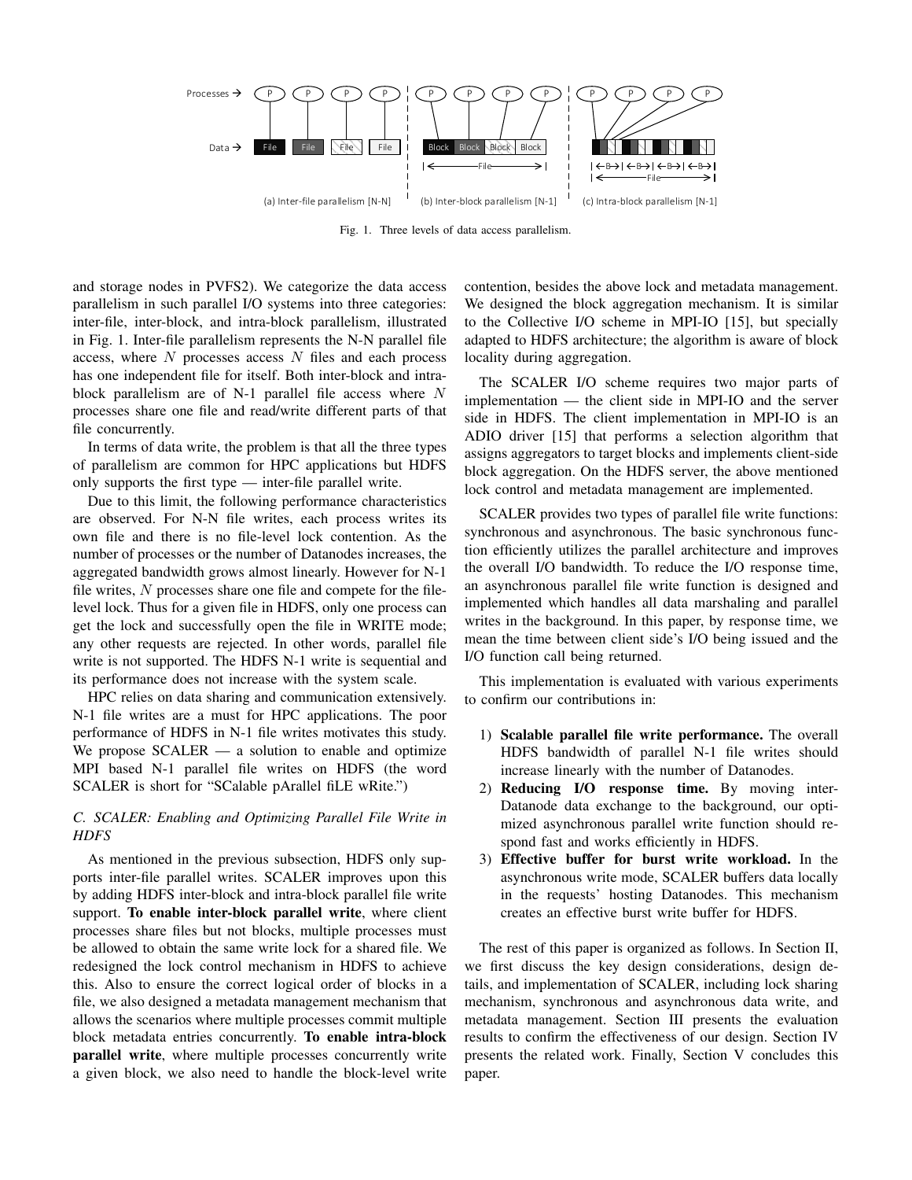Processes →

Data →

File File File File

Block Block Block Block

File

B B B B

File

(a) Inter-file parallelism [N-N]

(b) Inter-block parallelism [N-1]

(c) Intra-block parallelism [N-1]

Fig. 1. Three levels of data access parallelism.

and storage nodes in PVFS2). We categorize the data access parallelism in such parallel I/O systems into three categories: inter-file, inter-block, and intra-block parallelism, illustrated in Fig. 1. Inter-file parallelism represents the N-N parallel file access, where $N$ processes access $N$ files and each process has one independent file for itself. Both inter-block and intra-block parallelism are of N-1 parallel file access where $N$ processes share one file and read/write different parts of that file concurrently.

In terms of data write, the problem is that all the three types of parallelism are common for HPC applications but HDFS only supports the first type — inter-file parallel write.

Due to this limit, the following performance characteristics are observed. For N-N file writes, each process writes its own file and there is no file-level lock contention. As the number of processes or the number of Datanodes increases, the aggregated bandwidth grows almost linearly. However for N-1 file writes, $N$ processes share one file and compete for the file-level lock. Thus for a given file in HDFS, only one process can get the lock and successfully open the file in WRITE mode; any other requests are rejected. In other words, parallel file write is not supported. The HDFS N-1 write is sequential and its performance does not increase with the system scale.

HPC relies on data sharing and communication extensively. N-1 file writes are a must for HPC applications. The poor performance of HDFS in N-1 file writes motivates this study. We propose SCALER — a solution to enable and optimize MPI based N-1 parallel file writes on HDFS (the word SCALER is short for "SCalable pArallel fiLE wRite.")

### *C. SCALER: Enabling and Optimizing Parallel File Write in HDFS*

As mentioned in the previous subsection, HDFS only supports inter-file parallel writes. SCALER improves upon this by adding HDFS inter-block and intra-block parallel file write support. **To enable inter-block parallel write**, where client processes share files but not blocks, multiple processes must be allowed to obtain the same write lock for a shared file. We redesigned the lock control mechanism in HDFS to achieve this. Also to ensure the correct logical order of blocks in a file, we also designed a metadata management mechanism that allows the scenarios where multiple processes commit multiple block metadata entries concurrently. **To enable intra-block parallel write**, where multiple processes concurrently write a given block, we also need to handle the block-level write contention, besides the above lock and metadata management. We designed the block aggregation mechanism. It is similar to the Collective I/O scheme in MPI-IO [15], but specially adapted to HDFS architecture; the algorithm is aware of block locality during aggregation.

The SCALER I/O scheme requires two major parts of implementation — the client side in MPI-IO and the server side in HDFS. The client implementation in MPI-IO is an ADIO driver [15] that performs a selection algorithm that assigns aggregators to target blocks and implements client-side block aggregation. On the HDFS server, the above mentioned lock control and metadata management are implemented.

SCALER provides two types of parallel file write functions: synchronous and asynchronous. The basic synchronous function efficiently utilizes the parallel architecture and improves the overall I/O bandwidth. To reduce the I/O response time, an asynchronous parallel file write function is designed and implemented which handles all data marshaling and parallel writes in the background. In this paper, by response time, we mean the time between client side's I/O being issued and the I/O function call being returned.

This implementation is evaluated with various experiments to confirm our contributions in:

1) **Scalable parallel file write performance.** The overall HDFS bandwidth of parallel N-1 file writes should increase linearly with the number of Datanodes.
2) **Reducing I/O response time.** By moving inter-Datanode data exchange to the background, our optimized asynchronous parallel write function should respond fast and works efficiently in HDFS.
3) **Effective buffer for burst write workload.** In the asynchronous write mode, SCALER buffers data locally in the requests' hosting Datanodes. This mechanism creates an effective burst write buffer for HDFS.

The rest of this paper is organized as follows. In Section II, we first discuss the key design considerations, design details, and implementation of SCALER, including lock sharing mechanism, synchronous and asynchronous data write, and metadata management. Section III presents the evaluation results to confirm the effectiveness of our design. Section IV presents the related work. Finally, Section V concludes this paper.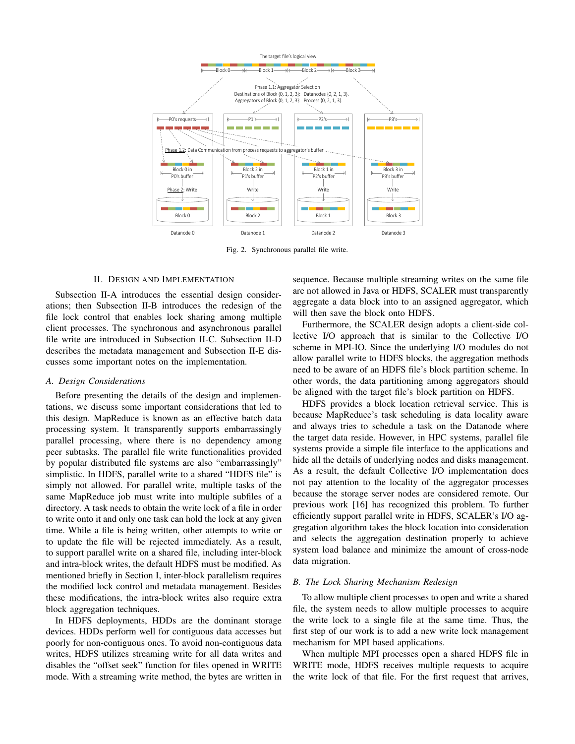The target file's logical view

Block 0 | Block 1 | Block 2 | Block 3

Phase 1.1: Aggregator Selection
Destinations of Block {0, 1, 2, 3}: Datanodes {0, 2, 1, 3}.
Aggregators of Block {0, 1, 2, 3}: Process {0, 2, 1, 3}.

P0's requests | P1's | P2's | P3's

Phase 1.2: Data Communication from process requests to aggregator's buffer

Block 0 in P0's buffer | Block 2 in P1's buffer | Block 1 in P2's buffer | Block 3 in P3's buffer

Phase 2: Write | Write | Write | Write

Block 0 | Block 2 | Block 1 | Block 3

Datanode 0 | Datanode 1 | Datanode 2 | Datanode 3

Fig. 2. Synchronous parallel file write.

## II. Design and Implementation

Subsection II-A introduces the essential design considerations; then Subsection II-B introduces the redesign of the file lock control that enables lock sharing among multiple client processes. The synchronous and asynchronous parallel file write are introduced in Subsection II-C. Subsection II-D describes the metadata management and Subsection II-E discusses some important notes on the implementation.

### A. Design Considerations

Before presenting the details of the design and implementations, we discuss some important considerations that led to this design. MapReduce is known as an effective batch data processing system. It transparently supports embarrassingly parallel processing, where there is no dependency among peer subtasks. The parallel file write functionalities provided by popular distributed file systems are also "embarrassingly" simplistic. In HDFS, parallel write to a shared "HDFS file" is simply not allowed. For parallel write, multiple tasks of the same MapReduce job must write into multiple subfiles of a directory. A task needs to obtain the write lock of a file in order to write onto it and only one task can hold the lock at any given time. While a file is being written, other attempts to write or to update the file will be rejected immediately. As a result, to support parallel write on a shared file, including inter-block and intra-block writes, the default HDFS must be modified. As mentioned briefly in Section I, inter-block parallelism requires the modified lock control and metadata management. Besides these modifications, the intra-block writes also require extra block aggregation techniques.

In HDFS deployments, HDDs are the dominant storage devices. HDDs perform well for contiguous data accesses but poorly for non-contiguous ones. To avoid non-contiguous data writes, HDFS utilizes streaming write for all data writes and disables the "offset seek" function for files opened in WRITE mode. With a streaming write method, the bytes are written in sequence. Because multiple streaming writes on the same file are not allowed in Java or HDFS, SCALER must transparently aggregate a data block into to an assigned aggregator, which will then save the block onto HDFS.

Furthermore, the SCALER design adopts a client-side collective I/O approach that is similar to the Collective I/O scheme in MPI-IO. Since the underlying I/O modules do not allow parallel write to HDFS blocks, the aggregation methods need to be aware of an HDFS file's block partition scheme. In other words, the data partitioning among aggregators should be aligned with the target file's block partition on HDFS.

HDFS provides a block location retrieval service. This is because MapReduce's task scheduling is data locality aware and always tries to schedule a task on the Datanode where the target data reside. However, in HPC systems, parallel file systems provide a simple file interface to the applications and hide all the details of underlying nodes and disks management. As a result, the default Collective I/O implementation does not pay attention to the locality of the aggregator processes because the storage server nodes are considered remote. Our previous work [16] has recognized this problem. To further efficiently support parallel write in HDFS, SCALER's I/O aggregation algorithm takes the block location into consideration and selects the aggregation destination properly to achieve system load balance and minimize the amount of cross-node data migration.

### B. The Lock Sharing Mechanism Redesign

To allow multiple client processes to open and write a shared file, the system needs to allow multiple processes to acquire the write lock to a single file at the same time. Thus, the first step of our work is to add a new write lock management mechanism for MPI based applications.

When multiple MPI processes open a shared HDFS file in WRITE mode, HDFS receives multiple requests to acquire the write lock of that file. For the first request that arrives,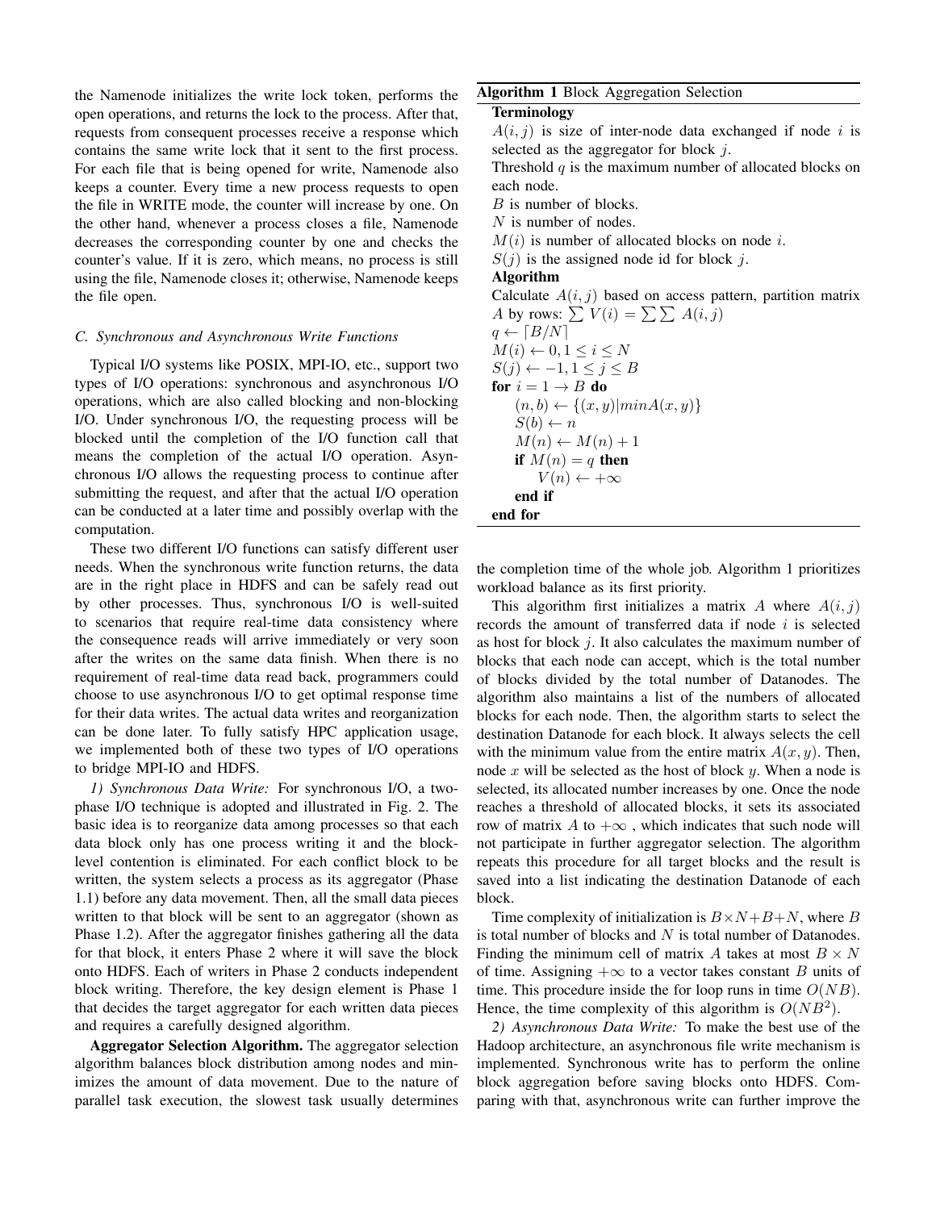the Namenode initializes the write lock token, performs the open operations, and returns the lock to the process. After that, requests from consequent processes receive a response which contains the same write lock that it sent to the first process. For each file that is being opened for write, Namenode also keeps a counter. Every time a new process requests to open the file in WRITE mode, the counter will increase by one. On the other hand, whenever a process closes a file, Namenode decreases the corresponding counter by one and checks the counter's value. If it is zero, which means, no process is still using the file, Namenode closes it; otherwise, Namenode keeps the file open.

### C. Synchronous and Asynchronous Write Functions

Typical I/O systems like POSIX, MPI-IO, etc., support two types of I/O operations: synchronous and asynchronous I/O operations, which are also called blocking and non-blocking I/O. Under synchronous I/O, the requesting process will be blocked until the completion of the I/O function call that means the completion of the actual I/O operation. Asynchronous I/O allows the requesting process to continue after submitting the request, and after that the actual I/O operation can be conducted at a later time and possibly overlap with the computation.

These two different I/O functions can satisfy different user needs. When the synchronous write function returns, the data are in the right place in HDFS and can be safely read out by other processes. Thus, synchronous I/O is well-suited to scenarios that require real-time data consistency where the consequence reads will arrive immediately or very soon after the writes on the same data finish. When there is no requirement of real-time data read back, programmers could choose to use asynchronous I/O to get optimal response time for their data writes. The actual data writes and reorganization can be done later. To fully satisfy HPC application usage, we implemented both of these two types of I/O operations to bridge MPI-IO and HDFS.

*1) Synchronous Data Write:* For synchronous I/O, a two-phase I/O technique is adopted and illustrated in Fig. 2. The basic idea is to reorganize data among processes so that each data block only has one process writing it and the block-level contention is eliminated. For each conflict block to be written, the system selects a process as its aggregator (Phase 1.1) before any data movement. Then, all the small data pieces written to that block will be sent to an aggregator (shown as Phase 1.2). After the aggregator finishes gathering all the data for that block, it enters Phase 2 where it will save the block onto HDFS. Each of writers in Phase 2 conducts independent block writing. Therefore, the key design element is Phase 1 that decides the target aggregator for each written data pieces and requires a carefully designed algorithm.

**Aggregator Selection Algorithm.** The aggregator selection algorithm balances block distribution among nodes and minimizes the amount of data movement. Due to the nature of parallel task execution, the slowest task usually determines the completion time of the whole job. Algorithm 1 prioritizes workload balance as its first priority.

**Algorithm 1** Block Aggregation Selection

**Terminology**

$A(i,j)$ is size of inter-node data exchanged if node $i$ is selected as the aggregator for block $j$.

Threshold $q$ is the maximum number of allocated blocks on each node.

$B$ is number of blocks.

$N$ is number of nodes.

$M(i)$ is number of allocated blocks on node $i$.

$S(j)$ is the assigned node id for block $j$.

**Algorithm**

Calculate $A(i,j)$ based on access pattern, partition matrix $A$ by rows: $\sum V(i) = \sum\sum A(i,j)$

$q \leftarrow \lceil B/N \rceil$

$M(i) \leftarrow 0, 1 \leq i \leq N$

$S(j) \leftarrow -1, 1 \leq j \leq B$

**for** $i = 1 \rightarrow B$ **do**

  $(n,b) \leftarrow \{(x,y)|minA(x,y)\}$

  $S(b) \leftarrow n$

  $M(n) \leftarrow M(n)+1$

  **if** $M(n) = q$ **then**

    $V(n) \leftarrow +\infty$

  **end if**

**end for**

This algorithm first initializes a matrix $A$ where $A(i,j)$ records the amount of transferred data if node $i$ is selected as host for block $j$. It also calculates the maximum number of blocks that each node can accept, which is the total number of blocks divided by the total number of Datanodes. The algorithm also maintains a list of the numbers of allocated blocks for each node. Then, the algorithm starts to select the destination Datanode for each block. It always selects the cell with the minimum value from the entire matrix $A(x,y)$. Then, node $x$ will be selected as the host of block $y$. When a node is selected, its allocated number increases by one. Once the node reaches a threshold of allocated blocks, it sets its associated row of matrix $A$ to $+\infty$ , which indicates that such node will not participate in further aggregator selection. The algorithm repeats this procedure for all target blocks and the result is saved into a list indicating the destination Datanode of each block.

Time complexity of initialization is $B \times N + B + N$, where $B$ is total number of blocks and $N$ is total number of Datanodes. Finding the minimum cell of matrix $A$ takes at most $B \times N$ of time. Assigning $+\infty$ to a vector takes constant $B$ units of time. This procedure inside the for loop runs in time $O(NB)$. Hence, the time complexity of this algorithm is $O(NB^2)$.

*2) Asynchronous Data Write:* To make the best use of the Hadoop architecture, an asynchronous file write mechanism is implemented. Synchronous write has to perform the online block aggregation before saving blocks onto HDFS. Comparing with that, asynchronous write can further improve the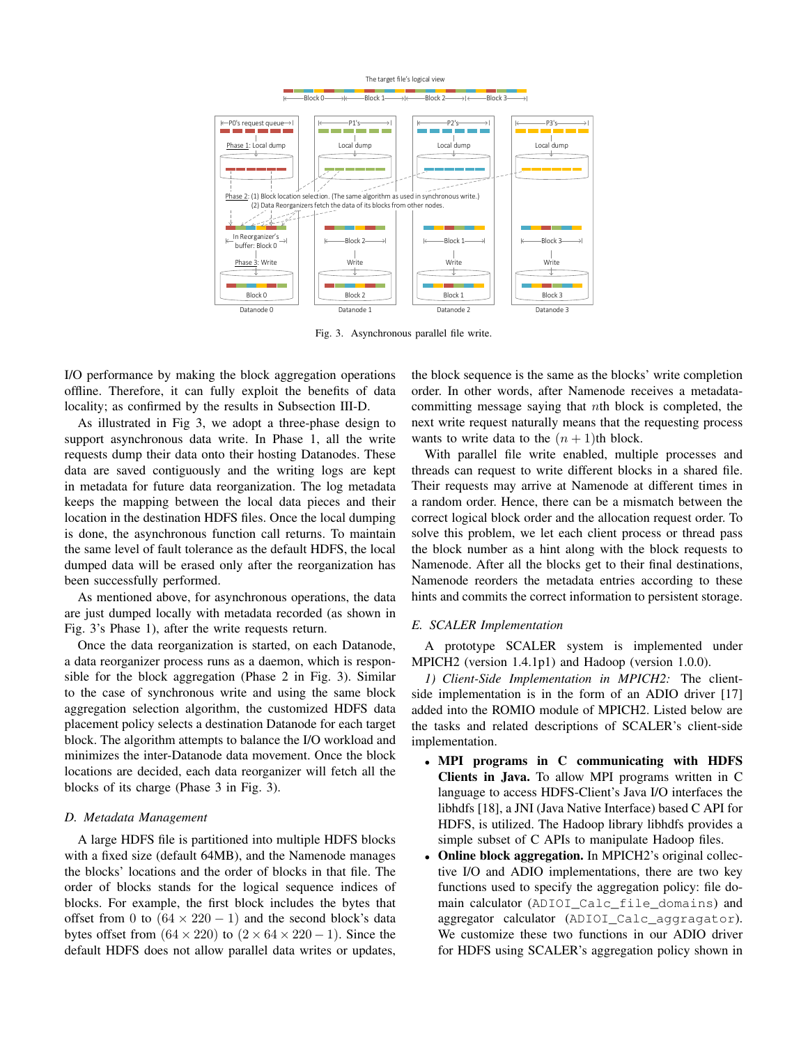Fig. 3. Asynchronous parallel file write.

I/O performance by making the block aggregation operations offline. Therefore, it can fully exploit the benefits of data locality; as confirmed by the results in Subsection III-D.

As illustrated in Fig 3, we adopt a three-phase design to support asynchronous data write. In Phase 1, all the write requests dump their data onto their hosting Datanodes. These data are saved contiguously and the writing logs are kept in metadata for future data reorganization. The log metadata keeps the mapping between the local data pieces and their location in the destination HDFS files. Once the local dumping is done, the asynchronous function call returns. To maintain the same level of fault tolerance as the default HDFS, the local dumped data will be erased only after the reorganization has been successfully performed.

As mentioned above, for asynchronous operations, the data are just dumped locally with metadata recorded (as shown in Fig. 3's Phase 1), after the write requests return.

Once the data reorganization is started, on each Datanode, a data reorganizer process runs as a daemon, which is responsible for the block aggregation (Phase 2 in Fig. 3). Similar to the case of synchronous write and using the same block aggregation selection algorithm, the customized HDFS data placement policy selects a destination Datanode for each target block. The algorithm attempts to balance the I/O workload and minimizes the inter-Datanode data movement. Once the block locations are decided, each data reorganizer will fetch all the blocks of its charge (Phase 3 in Fig. 3).

### D. Metadata Management

A large HDFS file is partitioned into multiple HDFS blocks with a fixed size (default 64MB), and the Namenode manages the blocks' locations and the order of blocks in that file. The order of blocks stands for the logical sequence indices of blocks. For example, the first block includes the bytes that offset from 0 to $(64 \times 220 - 1)$ and the second block's data bytes offset from $(64 \times 220)$ to $(2 \times 64 \times 220 - 1)$. Since the default HDFS does not allow parallel data writes or updates, the block sequence is the same as the blocks' write completion order. In other words, after Namenode receives a metadata-committing message saying that $n$th block is completed, the next write request naturally means that the requesting process wants to write data to the $(n + 1)$th block.

With parallel file write enabled, multiple processes and threads can request to write different blocks in a shared file. Their requests may arrive at Namenode at different times in a random order. Hence, there can be a mismatch between the correct logical block order and the allocation request order. To solve this problem, we let each client process or thread pass the block number as a hint along with the block requests to Namenode. After all the blocks get to their final destinations, Namenode reorders the metadata entries according to these hints and commits the correct information to persistent storage.

### E. SCALER Implementation

A prototype SCALER system is implemented under MPICH2 (version 1.4.1p1) and Hadoop (version 1.0.0).

*1) Client-Side Implementation in MPICH2:* The client-side implementation is in the form of an ADIO driver [17] added into the ROMIO module of MPICH2. Listed below are the tasks and related descriptions of SCALER's client-side implementation.

- **MPI programs in C communicating with HDFS Clients in Java.** To allow MPI programs written in C language to access HDFS-Client's Java I/O interfaces the libhdfs [18], a JNI (Java Native Interface) based C API for HDFS, is utilized. The Hadoop library libhdfs provides a simple subset of C APIs to manipulate Hadoop files.
- **Online block aggregation.** In MPICH2's original collective I/O and ADIO implementations, there are two key functions used to specify the aggregation policy: file domain calculator (`ADIOI_Calc_file_domains`) and aggregator calculator (`ADIOI_Calc_aggragator`). We customize these two functions in our ADIO driver for HDFS using SCALER's aggregation policy shown in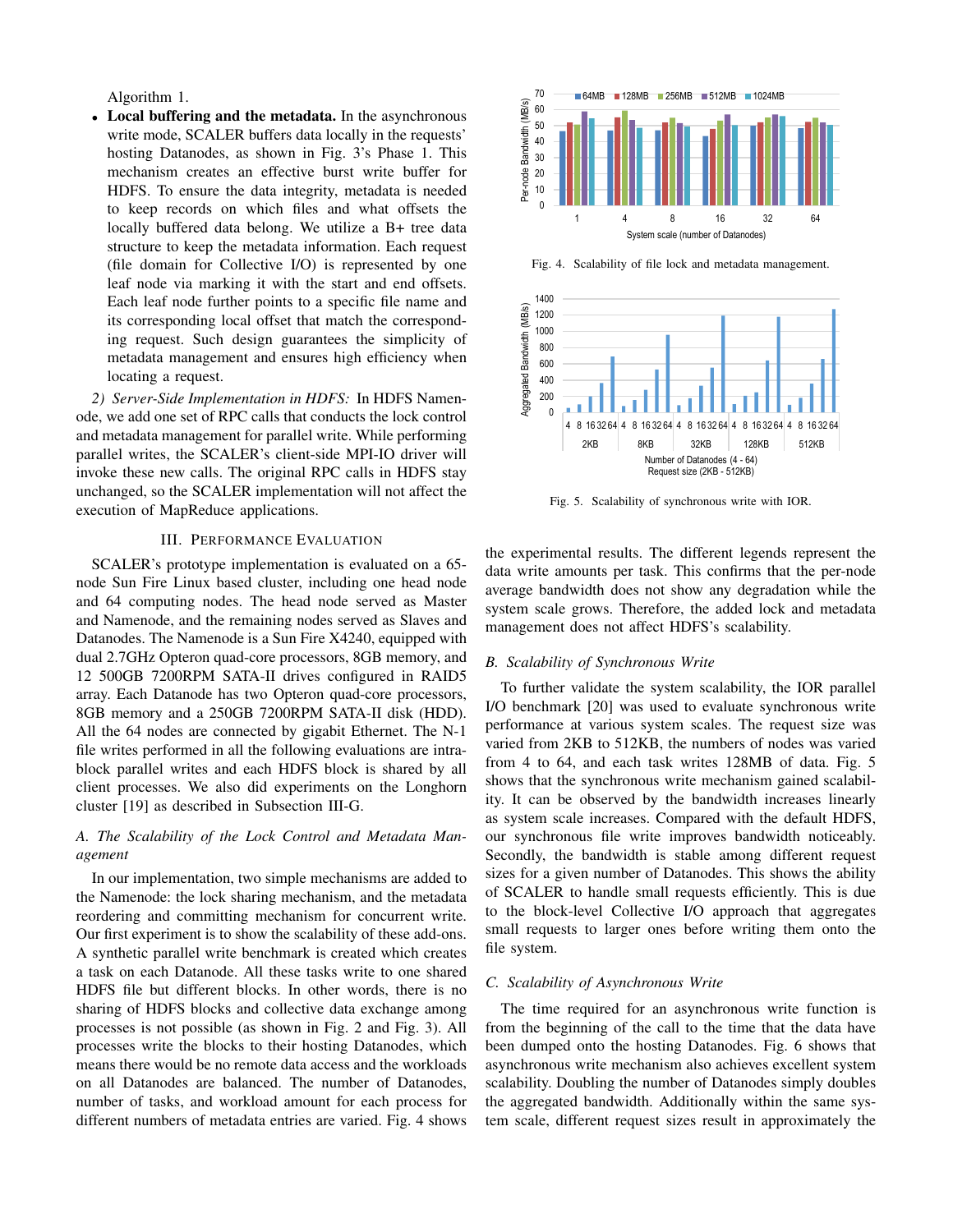Algorithm 1.

- **Local buffering and the metadata.** In the asynchronous write mode, SCALER buffers data locally in the requests' hosting Datanodes, as shown in Fig. 3's Phase 1. This mechanism creates an effective burst write buffer for HDFS. To ensure the data integrity, metadata is needed to keep records on which files and what offsets the locally buffered data belong. We utilize a B+ tree data structure to keep the metadata information. Each request (file domain for Collective I/O) is represented by one leaf node via marking it with the start and end offsets. Each leaf node further points to a specific file name and its corresponding local offset that match the corresponding request. Such design guarantees the simplicity of metadata management and ensures high efficiency when locating a request.

*2) Server-Side Implementation in HDFS:* In HDFS Namenode, we add one set of RPC calls that conducts the lock control and metadata management for parallel write. While performing parallel writes, the SCALER's client-side MPI-IO driver will invoke these new calls. The original RPC calls in HDFS stay unchanged, so the SCALER implementation will not affect the execution of MapReduce applications.

## III. Performance Evaluation

SCALER's prototype implementation is evaluated on a 65-node Sun Fire Linux based cluster, including one head node and 64 computing nodes. The head node served as Master and Namenode, and the remaining nodes served as Slaves and Datanodes. The Namenode is a Sun Fire X4240, equipped with dual 2.7GHz Opteron quad-core processors, 8GB memory, and 12 500GB 7200RPM SATA-II drives configured in RAID5 array. Each Datanode has two Opteron quad-core processors, 8GB memory and a 250GB 7200RPM SATA-II disk (HDD). All the 64 nodes are connected by gigabit Ethernet. The N-1 file writes performed in all the following evaluations are intra-block parallel writes and each HDFS block is shared by all client processes. We also did experiments on the Longhorn cluster [19] as described in Subsection III-G.

### A. The Scalability of the Lock Control and Metadata Management

In our implementation, two simple mechanisms are added to the Namenode: the lock sharing mechanism, and the metadata reordering and committing mechanism for concurrent write. Our first experiment is to show the scalability of these add-ons. A synthetic parallel write benchmark is created which creates a task on each Datanode. All these tasks write to one shared HDFS file but different blocks. In other words, there is no sharing of HDFS blocks and collective data exchange among processes is not possible (as shown in Fig. 2 and Fig. 3). All processes write the blocks to their hosting Datanodes, which means there would be no remote data access and the workloads on all Datanodes are balanced. The number of Datanodes, number of tasks, and workload amount for each process for different numbers of metadata entries are varied. Fig. 4 shows the experimental results. The different legends represent the data write amounts per task. This confirms that the per-node average bandwidth does not show any degradation while the system scale grows. Therefore, the added lock and metadata management does not affect HDFS's scalability.

Fig. 4. Scalability of file lock and metadata management.

Fig. 5. Scalability of synchronous write with IOR.

### B. Scalability of Synchronous Write

To further validate the system scalability, the IOR parallel I/O benchmark [20] was used to evaluate synchronous write performance at various system scales. The request size was varied from 2KB to 512KB, the numbers of nodes was varied from 4 to 64, and each task writes 128MB of data. Fig. 5 shows that the synchronous write mechanism gained scalability. It can be observed by the bandwidth increases linearly as system scale increases. Compared with the default HDFS, our synchronous file write improves bandwidth noticeably. Secondly, the bandwidth is stable among different request sizes for a given number of Datanodes. This shows the ability of SCALER to handle small requests efficiently. This is due to the block-level Collective I/O approach that aggregates small requests to larger ones before writing them onto the file system.

### C. Scalability of Asynchronous Write

The time required for an asynchronous write function is from the beginning of the call to the time that the data have been dumped onto the hosting Datanodes. Fig. 6 shows that asynchronous write mechanism also achieves excellent system scalability. Doubling the number of Datanodes simply doubles the aggregated bandwidth. Additionally within the same system scale, different request sizes result in approximately the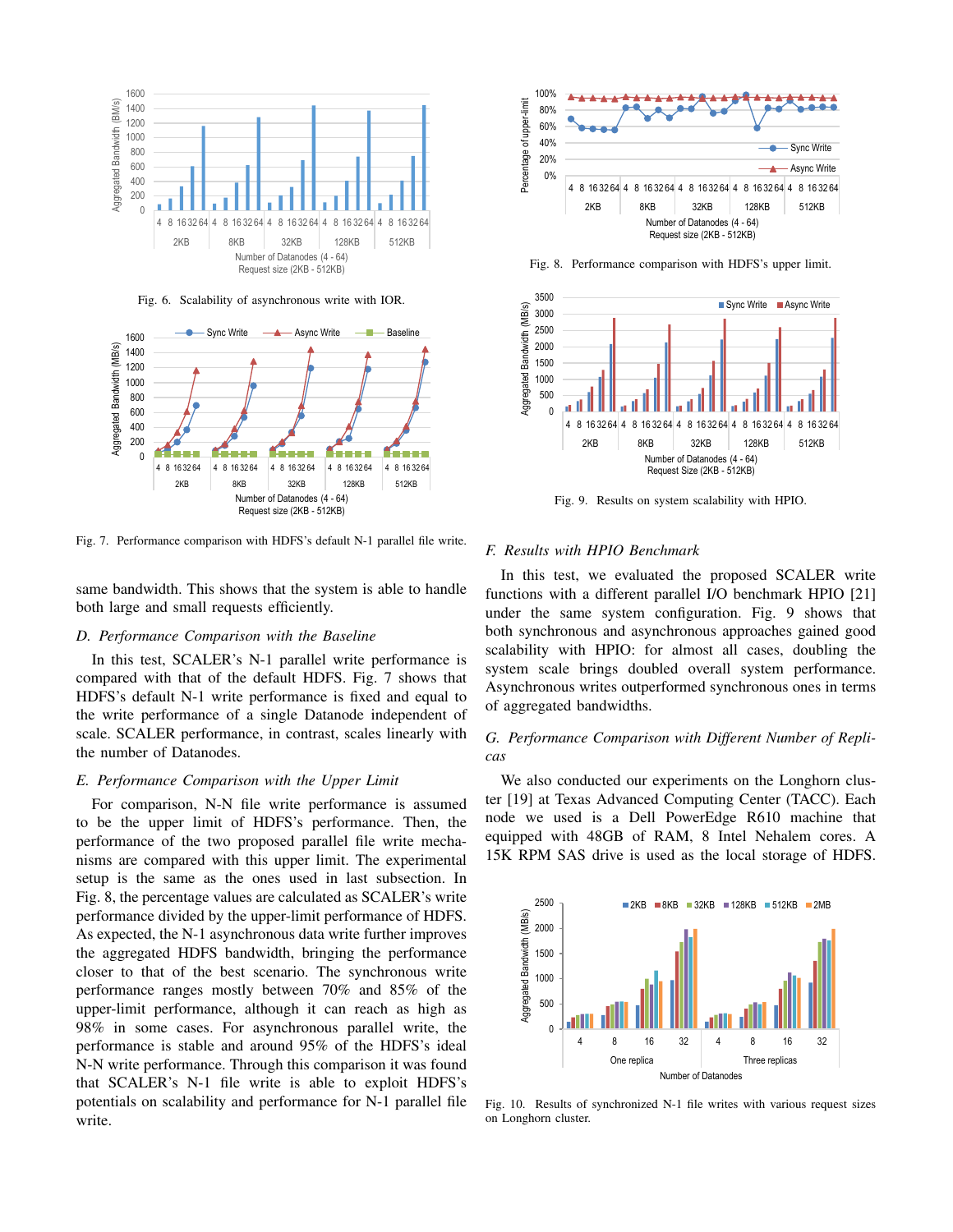Fig. 6. Scalability of asynchronous write with IOR.

Fig. 7. Performance comparison with HDFS's default N-1 parallel file write.

same bandwidth. This shows that the system is able to handle both large and small requests efficiently.

### *D. Performance Comparison with the Baseline*

In this test, SCALER's N-1 parallel write performance is compared with that of the default HDFS. Fig. 7 shows that HDFS's default N-1 write performance is fixed and equal to the write performance of a single Datanode independent of scale. SCALER performance, in contrast, scales linearly with the number of Datanodes.

### *E. Performance Comparison with the Upper Limit*

For comparison, N-N file write performance is assumed to be the upper limit of HDFS's performance. Then, the performance of the two proposed parallel file write mechanisms are compared with this upper limit. The experimental setup is the same as the ones used in last subsection. In Fig. 8, the percentage values are calculated as SCALER's write performance divided by the upper-limit performance of HDFS. As expected, the N-1 asynchronous data write further improves the aggregated HDFS bandwidth, bringing the performance closer to that of the best scenario. The synchronous write performance ranges mostly between 70% and 85% of the upper-limit performance, although it can reach as high as 98% in some cases. For asynchronous parallel write, the performance is stable and around 95% of the HDFS's ideal N-N write performance. Through this comparison it was found that SCALER's N-1 file write is able to exploit HDFS's potentials on scalability and performance for N-1 parallel file write.

Fig. 8. Performance comparison with HDFS's upper limit.

Fig. 9. Results on system scalability with HPIO.

### *F. Results with HPIO Benchmark*

In this test, we evaluated the proposed SCALER write functions with a different parallel I/O benchmark HPIO [21] under the same system configuration. Fig. 9 shows that both synchronous and asynchronous approaches gained good scalability with HPIO: for almost all cases, doubling the system scale brings doubled overall system performance. Asynchronous writes outperformed synchronous ones in terms of aggregated bandwidths.

### *G. Performance Comparison with Different Number of Replicas*

We also conducted our experiments on the Longhorn cluster [19] at Texas Advanced Computing Center (TACC). Each node we used is a Dell PowerEdge R610 machine that equipped with 48GB of RAM, 8 Intel Nehalem cores. A 15K RPM SAS drive is used as the local storage of HDFS.

Fig. 10. Results of synchronized N-1 file writes with various request sizes on Longhorn cluster.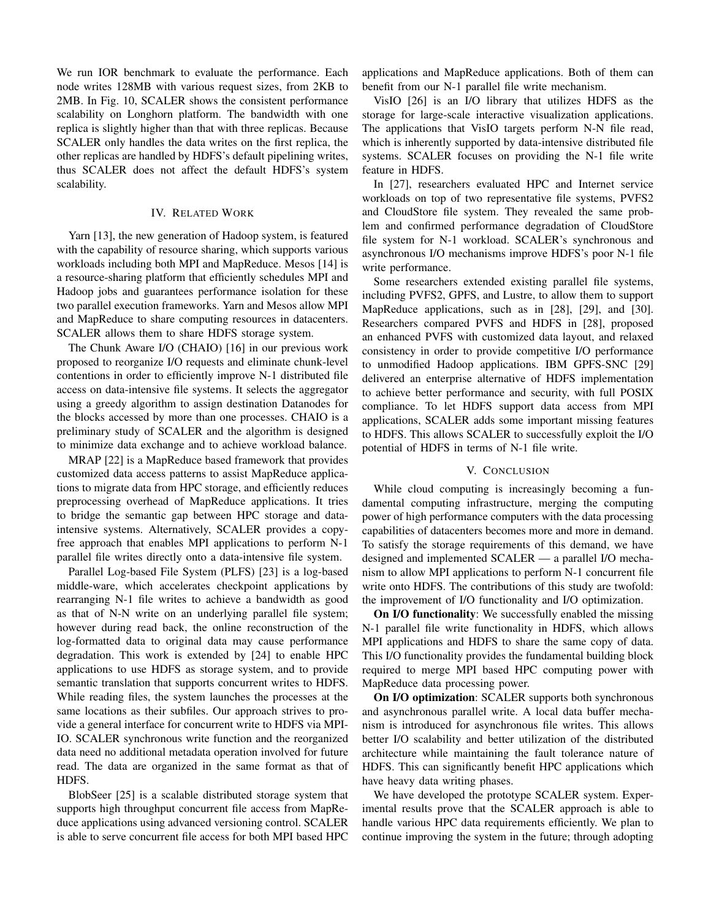We run IOR benchmark to evaluate the performance. Each node writes 128MB with various request sizes, from 2KB to 2MB. In Fig. 10, SCALER shows the consistent performance scalability on Longhorn platform. The bandwidth with one replica is slightly higher than that with three replicas. Because SCALER only handles the data writes on the first replica, the other replicas are handled by HDFS's default pipelining writes, thus SCALER does not affect the default HDFS's system scalability.

## IV. Related Work

Yarn [13], the new generation of Hadoop system, is featured with the capability of resource sharing, which supports various workloads including both MPI and MapReduce. Mesos [14] is a resource-sharing platform that efficiently schedules MPI and Hadoop jobs and guarantees performance isolation for these two parallel execution frameworks. Yarn and Mesos allow MPI and MapReduce to share computing resources in datacenters. SCALER allows them to share HDFS storage system.

The Chunk Aware I/O (CHAIO) [16] in our previous work proposed to reorganize I/O requests and eliminate chunk-level contentions in order to efficiently improve N-1 distributed file access on data-intensive file systems. It selects the aggregator using a greedy algorithm to assign destination Datanodes for the blocks accessed by more than one processes. CHAIO is a preliminary study of SCALER and the algorithm is designed to minimize data exchange and to achieve workload balance.

MRAP [22] is a MapReduce based framework that provides customized data access patterns to assist MapReduce applications to migrate data from HPC storage, and efficiently reduces preprocessing overhead of MapReduce applications. It tries to bridge the semantic gap between HPC storage and data-intensive systems. Alternatively, SCALER provides a copy-free approach that enables MPI applications to perform N-1 parallel file writes directly onto a data-intensive file system.

Parallel Log-based File System (PLFS) [23] is a log-based middle-ware, which accelerates checkpoint applications by rearranging N-1 file writes to achieve a bandwidth as good as that of N-N write on an underlying parallel file system; however during read back, the online reconstruction of the log-formatted data to original data may cause performance degradation. This work is extended by [24] to enable HPC applications to use HDFS as storage system, and to provide semantic translation that supports concurrent writes to HDFS. While reading files, the system launches the processes at the same locations as their subfiles. Our approach strives to provide a general interface for concurrent write to HDFS via MPI-IO. SCALER synchronous write function and the reorganized data need no additional metadata operation involved for future read. The data are organized in the same format as that of HDFS.

BlobSeer [25] is a scalable distributed storage system that supports high throughput concurrent file access from MapReduce applications using advanced versioning control. SCALER is able to serve concurrent file access for both MPI based HPC applications and MapReduce applications. Both of them can benefit from our N-1 parallel file write mechanism.

VisIO [26] is an I/O library that utilizes HDFS as the storage for large-scale interactive visualization applications. The applications that VisIO targets perform N-N file read, which is inherently supported by data-intensive distributed file systems. SCALER focuses on providing the N-1 file write feature in HDFS.

In [27], researchers evaluated HPC and Internet service workloads on top of two representative file systems, PVFS2 and CloudStore file system. They revealed the same problem and confirmed performance degradation of CloudStore file system for N-1 workload. SCALER's synchronous and asynchronous I/O mechanisms improve HDFS's poor N-1 file write performance.

Some researchers extended existing parallel file systems, including PVFS2, GPFS, and Lustre, to allow them to support MapReduce applications, such as in [28], [29], and [30]. Researchers compared PVFS and HDFS in [28], proposed an enhanced PVFS with customized data layout, and relaxed consistency in order to provide competitive I/O performance to unmodified Hadoop applications. IBM GPFS-SNC [29] delivered an enterprise alternative of HDFS implementation to achieve better performance and security, with full POSIX compliance. To let HDFS support data access from MPI applications, SCALER adds some important missing features to HDFS. This allows SCALER to successfully exploit the I/O potential of HDFS in terms of N-1 file write.

## V. Conclusion

While cloud computing is increasingly becoming a fundamental computing infrastructure, merging the computing power of high performance computers with the data processing capabilities of datacenters becomes more and more in demand. To satisfy the storage requirements of this demand, we have designed and implemented SCALER — a parallel I/O mechanism to allow MPI applications to perform N-1 concurrent file write onto HDFS. The contributions of this study are twofold: the improvement of I/O functionality and I/O optimization.

**On I/O functionality**: We successfully enabled the missing N-1 parallel file write functionality in HDFS, which allows MPI applications and HDFS to share the same copy of data. This I/O functionality provides the fundamental building block required to merge MPI based HPC computing power with MapReduce data processing power.

**On I/O optimization**: SCALER supports both synchronous and asynchronous parallel write. A local data buffer mechanism is introduced for asynchronous file writes. This allows better I/O scalability and better utilization of the distributed architecture while maintaining the fault tolerance nature of HDFS. This can significantly benefit HPC applications which have heavy data writing phases.

We have developed the prototype SCALER system. Experimental results prove that the SCALER approach is able to handle various HPC data requirements efficiently. We plan to continue improving the system in the future; through adopting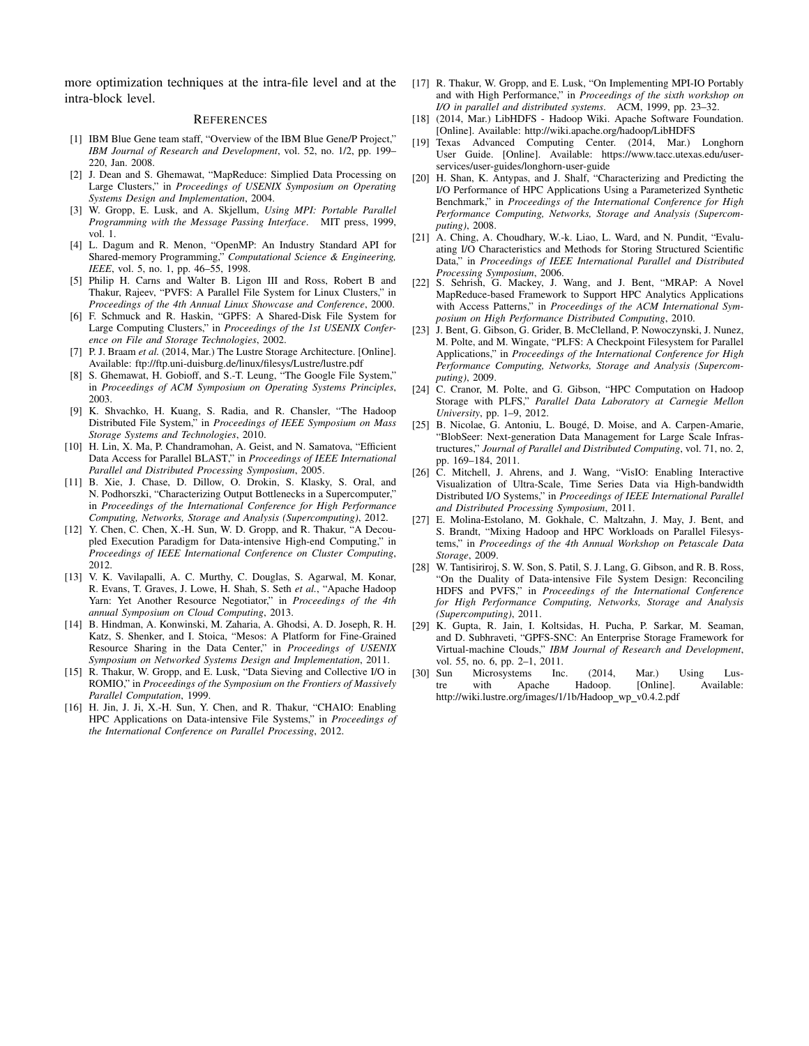more optimization techniques at the intra-file level and at the intra-block level.

## References

[1] IBM Blue Gene team staff, "Overview of the IBM Blue Gene/P Project," *IBM Journal of Research and Development*, vol. 52, no. 1/2, pp. 199–220, Jan. 2008.

[2] J. Dean and S. Ghemawat, "MapReduce: Simplied Data Processing on Large Clusters," in *Proceedings of USENIX Symposium on Operating Systems Design and Implementation*, 2004.

[3] W. Gropp, E. Lusk, and A. Skjellum, *Using MPI: Portable Parallel Programming with the Message Passing Interface*. MIT press, 1999, vol. 1.

[4] L. Dagum and R. Menon, "OpenMP: An Industry Standard API for Shared-memory Programming," *Computational Science & Engineering, IEEE*, vol. 5, no. 1, pp. 46–55, 1998.

[5] Philip H. Carns and Walter B. Ligon III and Ross, Robert B and Thakur, Rajeev, "PVFS: A Parallel File System for Linux Clusters," in *Proceedings of the 4th Annual Linux Showcase and Conference*, 2000.

[6] F. Schmuck and R. Haskin, "GPFS: A Shared-Disk File System for Large Computing Clusters," in *Proceedings of the 1st USENIX Conference on File and Storage Technologies*, 2002.

[7] P. J. Braam *et al.* (2014, Mar.) The Lustre Storage Architecture. [Online]. Available: ftp://ftp.uni-duisburg.de/linux/filesys/Lustre/lustre.pdf

[8] S. Ghemawat, H. Gobioff, and S.-T. Leung, "The Google File System," in *Proceedings of ACM Symposium on Operating Systems Principles*, 2003.

[9] K. Shvachko, H. Kuang, S. Radia, and R. Chansler, "The Hadoop Distributed File System," in *Proceedings of IEEE Symposium on Mass Storage Systems and Technologies*, 2010.

[10] H. Lin, X. Ma, P. Chandramohan, A. Geist, and N. Samatova, "Efficient Data Access for Parallel BLAST," in *Proceedings of IEEE International Parallel and Distributed Processing Symposium*, 2005.

[11] B. Xie, J. Chase, D. Dillow, O. Drokin, S. Klasky, S. Oral, and N. Podhorszki, "Characterizing Output Bottlenecks in a Supercomputer," in *Proceedings of the International Conference for High Performance Computing, Networks, Storage and Analysis (Supercomputing)*, 2012.

[12] Y. Chen, C. Chen, X.-H. Sun, W. D. Gropp, and R. Thakur, "A Decoupled Execution Paradigm for Data-intensive High-end Computing," in *Proceedings of IEEE International Conference on Cluster Computing*, 2012.

[13] V. K. Vavilapalli, A. C. Murthy, C. Douglas, S. Agarwal, M. Konar, R. Evans, T. Graves, J. Lowe, H. Shah, S. Seth *et al.*, "Apache Hadoop Yarn: Yet Another Resource Negotiator," in *Proceedings of the 4th annual Symposium on Cloud Computing*, 2013.

[14] B. Hindman, A. Konwinski, M. Zaharia, A. Ghodsi, A. D. Joseph, R. H. Katz, S. Shenker, and I. Stoica, "Mesos: A Platform for Fine-Grained Resource Sharing in the Data Center," in *Proceedings of USENIX Symposium on Networked Systems Design and Implementation*, 2011.

[15] R. Thakur, W. Gropp, and E. Lusk, "Data Sieving and Collective I/O in ROMIO," in *Proceedings of the Symposium on the Frontiers of Massively Parallel Computation*, 1999.

[16] H. Jin, J. Ji, X.-H. Sun, Y. Chen, and R. Thakur, "CHAIO: Enabling HPC Applications on Data-intensive File Systems," in *Proceedings of the International Conference on Parallel Processing*, 2012.

[17] R. Thakur, W. Gropp, and E. Lusk, "On Implementing MPI-IO Portably and with High Performance," in *Proceedings of the sixth workshop on I/O in parallel and distributed systems*. ACM, 1999, pp. 23–32.

[18] (2014, Mar.) LibHDFS - Hadoop Wiki. Apache Software Foundation. [Online]. Available: http://wiki.apache.org/hadoop/LibHDFS

[19] Texas Advanced Computing Center. (2014, Mar.) Longhorn User Guide. [Online]. Available: https://www.tacc.utexas.edu/user-services/user-guides/longhorn-user-guide

[20] H. Shan, K. Antypas, and J. Shalf, "Characterizing and Predicting the I/O Performance of HPC Applications Using a Parameterized Synthetic Benchmark," in *Proceedings of the International Conference for High Performance Computing, Networks, Storage and Analysis (Supercomputing)*, 2008.

[21] A. Ching, A. Choudhary, W.-k. Liao, L. Ward, and N. Pundit, "Evaluating I/O Characteristics and Methods for Storing Structured Scientific Data," in *Proceedings of IEEE International Parallel and Distributed Processing Symposium*, 2006.

[22] S. Sehrish, G. Mackey, J. Wang, and J. Bent, "MRAP: A Novel MapReduce-based Framework to Support HPC Analytics Applications with Access Patterns," in *Proceedings of the ACM International Symposium on High Performance Distributed Computing*, 2010.

[23] J. Bent, G. Gibson, G. Grider, B. McClelland, P. Nowoczynski, J. Nunez, M. Polte, and M. Wingate, "PLFS: A Checkpoint Filesystem for Parallel Applications," in *Proceedings of the International Conference for High Performance Computing, Networks, Storage and Analysis (Supercomputing)*, 2009.

[24] C. Cranor, M. Polte, and G. Gibson, "HPC Computation on Hadoop Storage with PLFS," *Parallel Data Laboratory at Carnegie Mellon University*, pp. 1–9, 2012.

[25] B. Nicolae, G. Antoniu, L. Bougé, D. Moise, and A. Carpen-Amarie, "BlobSeer: Next-generation Data Management for Large Scale Infrastructures," *Journal of Parallel and Distributed Computing*, vol. 71, no. 2, pp. 169–184, 2011.

[26] C. Mitchell, J. Ahrens, and J. Wang, "VisIO: Enabling Interactive Visualization of Ultra-Scale, Time Series Data via High-bandwidth Distributed I/O Systems," in *Proceedings of IEEE International Parallel and Distributed Processing Symposium*, 2011.

[27] E. Molina-Estolano, M. Gokhale, C. Maltzahn, J. May, J. Bent, and S. Brandt, "Mixing Hadoop and HPC Workloads on Parallel Filesystems," in *Proceedings of the 4th Annual Workshop on Petascale Data Storage*, 2009.

[28] W. Tantisiriroj, S. W. Son, S. Patil, S. J. Lang, G. Gibson, and R. B. Ross, "On the Duality of Data-intensive File System Design: Reconciling HDFS and PVFS," in *Proceedings of the International Conference for High Performance Computing, Networks, Storage and Analysis (Supercomputing)*, 2011.

[29] K. Gupta, R. Jain, I. Koltsidas, H. Pucha, P. Sarkar, M. Seaman, and D. Subhraveti, "GPFS-SNC: An Enterprise Storage Framework for Virtual-machine Clouds," *IBM Journal of Research and Development*, vol. 55, no. 6, pp. 2–1, 2011.

[30] Sun Microsystems Inc. (2014, Mar.) Using Lustre with Apache Hadoop. [Online]. Available: http://wiki.lustre.org/images/1/1b/Hadoop_wp_v0.4.2.pdf